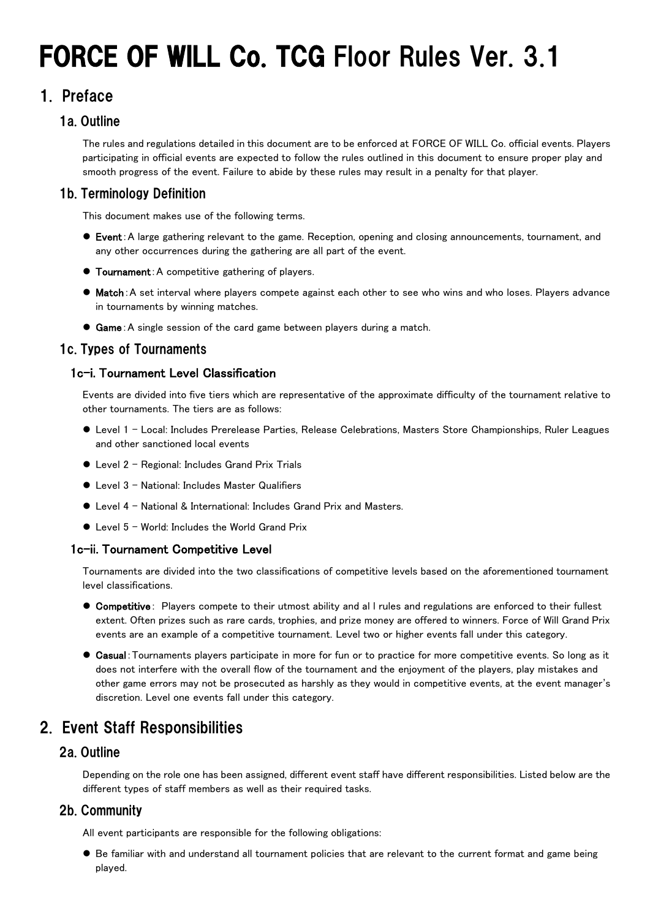# FORCE OF WILL Co. TCG Floor Rules Ver. 3.1

## 1. Preface

### 1a. Outline

The rules and regulations detailed in this document are to be enforced at FORCE OF WILL Co. official events. Players participating in official events are expected to follow the rules outlined in this document to ensure proper play and smooth progress of the event. Failure to abide by these rules may result in a penalty for that player.

### 1b. Terminology Definition

This document makes use of the following terms.

- **Event**：A large gathering relevant to the game. Reception, opening and closing announcements, tournament, and any other occurrences during the gathering are all part of the event.
- **Tournament**：A competitive gathering of players.
- **Match**：A set interval where players compete against each other to see who wins and who loses. Players advance in tournaments by winning matches.
- **Game**：A single session of the card game between players during a match.

### 1c. Types of Tournaments

#### 1c-i. Tournament Level Classification

Events are divided into five tiers which are representative of the approximate difficulty of the tournament relative to other tournaments. The tiers are as follows:

- Level 1 – Local: Includes Prerelease Parties, Release Celebrations, Masters Store Championships, Ruler Leagues and other sanctioned local events
- Level 2 – Regional: Includes Grand Prix Trials
- Level 3 – National: Includes Master Qualifiers
- Level 4 – National & International: Includes Grand Prix and Masters.
- Level 5 – World: Includes the World Grand Prix

#### 1c-ii. Tournament Competitive Level

Tournaments are divided into the two classifications of competitive levels based on the aforementioned tournament level classifications.

- **Competitive**： Players compete to their utmost ability and al l rules and regulations are enforced to their fullest extent. Often prizes such as rare cards, trophies, and prize money are offered to winners. Force of Will Grand Prix events are an example of a competitive tournament. Level two or higher events fall under this category.
- **Casual**：Tournaments players participate in more for fun or to practice for more competitive events. So long as it does not interfere with the overall flow of the tournament and the enjoyment of the players, play mistakes and other game errors may not be prosecuted as harshly as they would in competitive events, at the event manager's discretion. Level one events fall under this category.

## 2. Event Staff Responsibilities

### 2a. Outline

Depending on the role one has been assigned, different event staff have different responsibilities. Listed below are the different types of staff members as well as their required tasks.

### 2b. Community

All event participants are responsible for the following obligations:

- Be familiar with and understand all tournament policies that are relevant to the current format and game being played.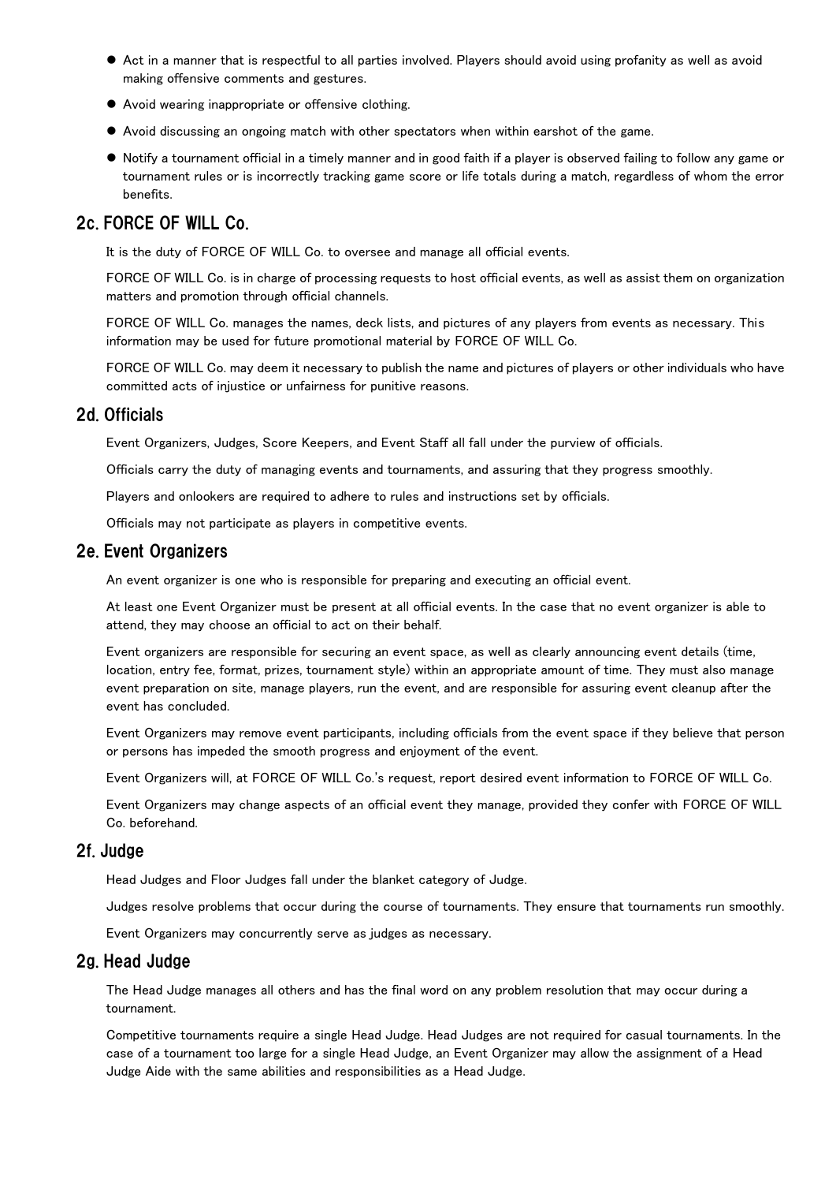- Act in a manner that is respectful to all parties involved. Players should avoid using profanity as well as avoid making offensive comments and gestures.
- Avoid wearing inappropriate or offensive clothing.
- Avoid discussing an ongoing match with other spectators when within earshot of the game.
- Notify a tournament official in a timely manner and in good faith if a player is observed failing to follow any game or tournament rules or is incorrectly tracking game score or life totals during a match, regardless of whom the error benefits.

## 2c. FORCE OF WILL Co.

It is the duty of FORCE OF WILL Co. to oversee and manage all official events.

FORCE OF WILL Co. is in charge of processing requests to host official events, as well as assist them on organization matters and promotion through official channels.

FORCE OF WILL Co. manages the names, deck lists, and pictures of any players from events as necessary. This information may be used for future promotional material by FORCE OF WILL Co.

FORCE OF WILL Co. may deem it necessary to publish the name and pictures of players or other individuals who have committed acts of injustice or unfairness for punitive reasons.

## 2d. Officials

Event Organizers, Judges, Score Keepers, and Event Staff all fall under the purview of officials.

Officials carry the duty of managing events and tournaments, and assuring that they progress smoothly.

Players and onlookers are required to adhere to rules and instructions set by officials.

Officials may not participate as players in competitive events.

## 2e. Event Organizers

An event organizer is one who is responsible for preparing and executing an official event.

At least one Event Organizer must be present at all official events. In the case that no event organizer is able to attend, they may choose an official to act on their behalf.

Event organizers are responsible for securing an event space, as well as clearly announcing event details (time, location, entry fee, format, prizes, tournament style) within an appropriate amount of time. They must also manage event preparation on site, manage players, run the event, and are responsible for assuring event cleanup after the event has concluded.

Event Organizers may remove event participants, including officials from the event space if they believe that person or persons has impeded the smooth progress and enjoyment of the event.

Event Organizers will, at FORCE OF WILL Co.'s request, report desired event information to FORCE OF WILL Co.

Event Organizers may change aspects of an official event they manage, provided they confer with FORCE OF WILL Co. beforehand.

## 2f. Judge

Head Judges and Floor Judges fall under the blanket category of Judge.

Judges resolve problems that occur during the course of tournaments. They ensure that tournaments run smoothly.

Event Organizers may concurrently serve as judges as necessary.

## 2g. Head Judge

The Head Judge manages all others and has the final word on any problem resolution that may occur during a tournament.

Competitive tournaments require a single Head Judge. Head Judges are not required for casual tournaments. In the case of a tournament too large for a single Head Judge, an Event Organizer may allow the assignment of a Head Judge Aide with the same abilities and responsibilities as a Head Judge.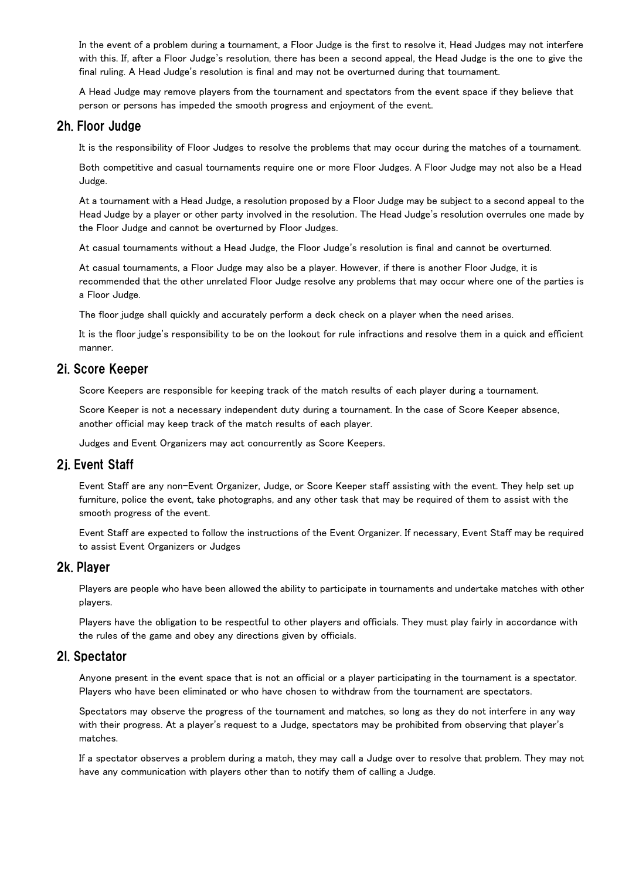In the event of a problem during a tournament, a Floor Judge is the first to resolve it, Head Judges may not interfere with this. If, after a Floor Judge's resolution, there has been a second appeal, the Head Judge is the one to give the final ruling. A Head Judge's resolution is final and may not be overturned during that tournament.

A Head Judge may remove players from the tournament and spectators from the event space if they believe that person or persons has impeded the smooth progress and enjoyment of the event.

## 2h. Floor Judge

It is the responsibility of Floor Judges to resolve the problems that may occur during the matches of a tournament.

Both competitive and casual tournaments require one or more Floor Judges. A Floor Judge may not also be a Head Judge.

At a tournament with a Head Judge, a resolution proposed by a Floor Judge may be subject to a second appeal to the Head Judge by a player or other party involved in the resolution. The Head Judge's resolution overrules one made by the Floor Judge and cannot be overturned by Floor Judges.

At casual tournaments without a Head Judge, the Floor Judge's resolution is final and cannot be overturned.

At casual tournaments, a Floor Judge may also be a player. However, if there is another Floor Judge, it is recommended that the other unrelated Floor Judge resolve any problems that may occur where one of the parties is a Floor Judge.

The floor judge shall quickly and accurately perform a deck check on a player when the need arises.

It is the floor judge's responsibility to be on the lookout for rule infractions and resolve them in a quick and efficient manner.

## 2i. Score Keeper

Score Keepers are responsible for keeping track of the match results of each player during a tournament.

Score Keeper is not a necessary independent duty during a tournament. In the case of Score Keeper absence, another official may keep track of the match results of each player.

Judges and Event Organizers may act concurrently as Score Keepers.

## 2j. Event Staff

Event Staff are any non-Event Organizer, Judge, or Score Keeper staff assisting with the event. They help set up furniture, police the event, take photographs, and any other task that may be required of them to assist with the smooth progress of the event.

Event Staff are expected to follow the instructions of the Event Organizer. If necessary, Event Staff may be required to assist Event Organizers or Judges

## 2k. Player

Players are people who have been allowed the ability to participate in tournaments and undertake matches with other players.

Players have the obligation to be respectful to other players and officials. They must play fairly in accordance with the rules of the game and obey any directions given by officials.

## 2l. Spectator

Anyone present in the event space that is not an official or a player participating in the tournament is a spectator. Players who have been eliminated or who have chosen to withdraw from the tournament are spectators.

Spectators may observe the progress of the tournament and matches, so long as they do not interfere in any way with their progress. At a player's request to a Judge, spectators may be prohibited from observing that player's matches.

If a spectator observes a problem during a match, they may call a Judge over to resolve that problem. They may not have any communication with players other than to notify them of calling a Judge.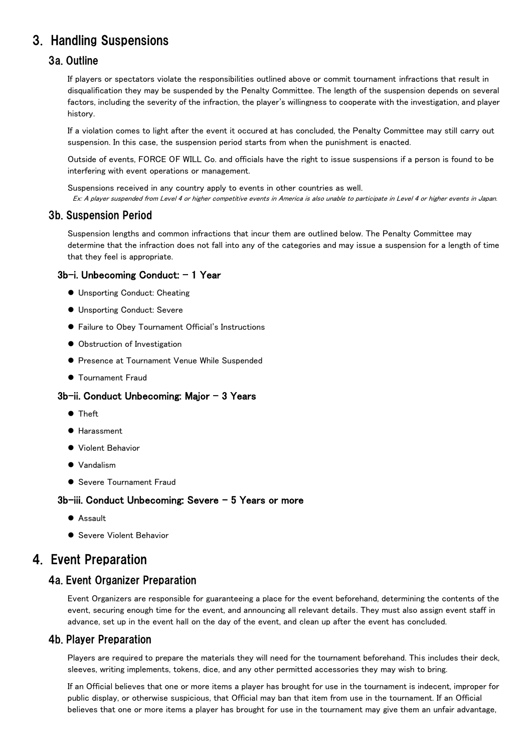# 3. Handling Suspensions

## 3a. Outline

If players or spectators violate the responsibilities outlined above or commit tournament infractions that result in disqualification they may be suspended by the Penalty Committee. The length of the suspension depends on several factors, including the severity of the infraction, the player's willingness to cooperate with the investigation, and player history.

If a violation comes to light after the event it occured at has concluded, the Penalty Committee may still carry out suspension. In this case, the suspension period starts from when the punishment is enacted.

Outside of events, FORCE OF WILL Co. and officials have the right to issue suspensions if a person is found to be interfering with event operations or management.

Suspensions received in any country apply to events in other countries as well.

*Ex: A player suspended from Level 4 or higher competitive events in America is also unable to participate in Level 4 or higher events in Japan.*

## 3b. Suspension Period

Suspension lengths and common infractions that incur them are outlined below. The Penalty Committee may determine that the infraction does not fall into any of the categories and may issue a suspension for a length of time that they feel is appropriate.

### 3b-i. Unbecoming Conduct: - 1 Year

- Unsporting Conduct: Cheating
- Unsporting Conduct: Severe
- Failure to Obey Tournament Official's Instructions
- Obstruction of Investigation
- Presence at Tournament Venue While Suspended
- Tournament Fraud

### 3b-ii. Conduct Unbecoming: Major - 3 Years

- Theft
- Harassment
- Violent Behavior
- Vandalism
- Severe Tournament Fraud

### 3b-iii. Conduct Unbecoming: Severe - 5 Years or more

- Assault
- Severe Violent Behavior

# 4. Event Preparation

## 4a. Event Organizer Preparation

Event Organizers are responsible for guaranteeing a place for the event beforehand, determining the contents of the event, securing enough time for the event, and announcing all relevant details. They must also assign event staff in advance, set up in the event hall on the day of the event, and clean up after the event has concluded.

## 4b. Player Preparation

Players are required to prepare the materials they will need for the tournament beforehand. This includes their deck, sleeves, writing implements, tokens, dice, and any other permitted accessories they may wish to bring.

If an Official believes that one or more items a player has brought for use in the tournament is indecent, improper for public display, or otherwise suspicious, that Official may ban that item from use in the tournament. If an Official believes that one or more items a player has brought for use in the tournament may give them an unfair advantage,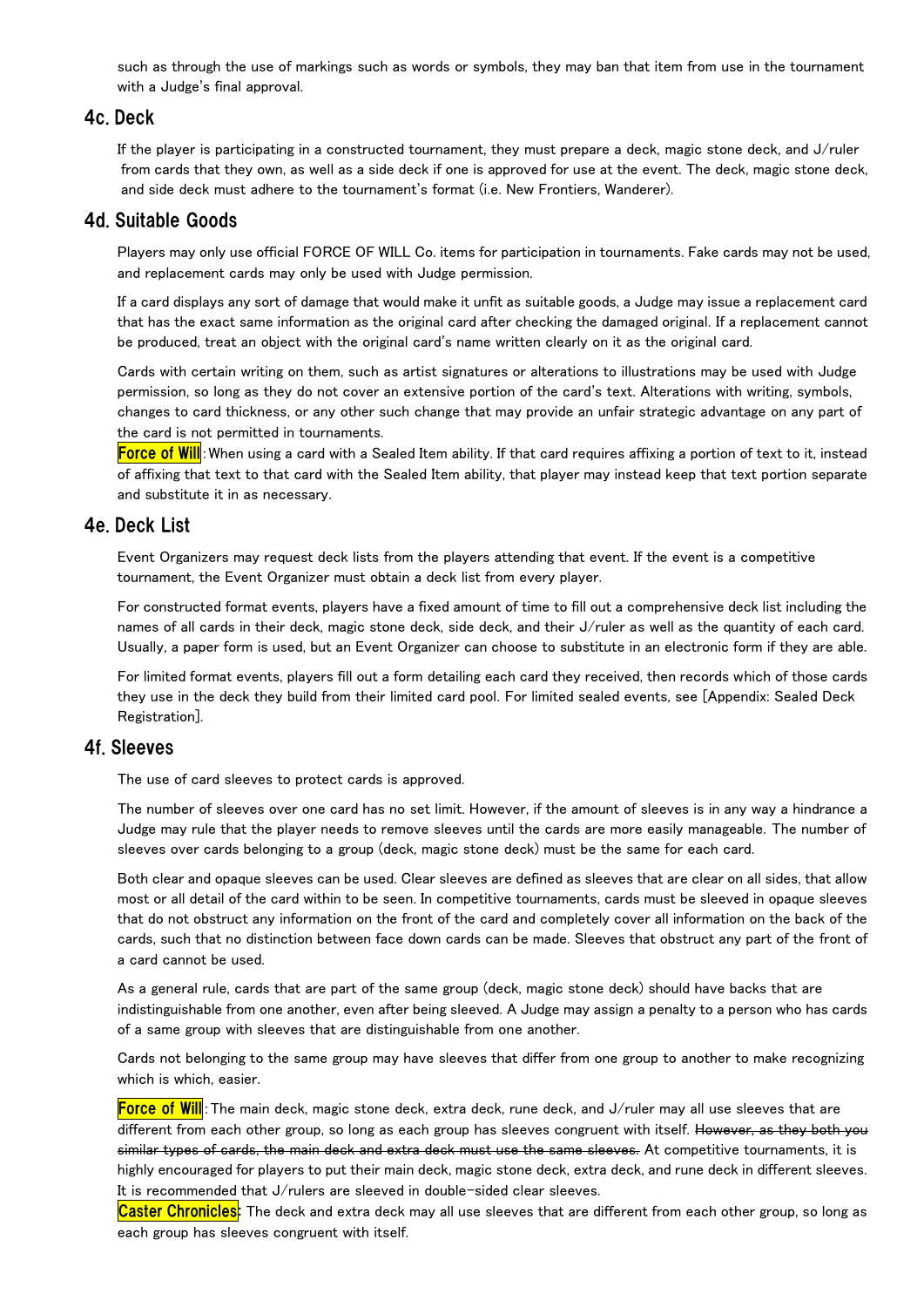such as through the use of markings such as words or symbols, they may ban that item from use in the tournament with a Judge's final approval.

## 4c. Deck

If the player is participating in a constructed tournament, they must prepare a deck, magic stone deck, and J/ruler from cards that they own, as well as a side deck if one is approved for use at the event. The deck, magic stone deck, and side deck must adhere to the tournament's format (i.e. New Frontiers, Wanderer).

## 4d. Suitable Goods

Players may only use official FORCE OF WILL Co. items for participation in tournaments. Fake cards may not be used, and replacement cards may only be used with Judge permission.

If a card displays any sort of damage that would make it unfit as suitable goods, a Judge may issue a replacement card that has the exact same information as the original card after checking the damaged original. If a replacement cannot be produced, treat an object with the original card's name written clearly on it as the original card.

Cards with certain writing on them, such as artist signatures or alterations to illustrations may be used with Judge permission, so long as they do not cover an extensive portion of the card's text. Alterations with writing, symbols, changes to card thickness, or any other such change that may provide an unfair strategic advantage on any part of the card is not permitted in tournaments.

**Force of Will**: When using a card with a Sealed Item ability. If that card requires affixing a portion of text to it, instead of affixing that text to that card with the Sealed Item ability, that player may instead keep that text portion separate and substitute it in as necessary.

## 4e. Deck List

Event Organizers may request deck lists from the players attending that event. If the event is a competitive tournament, the Event Organizer must obtain a deck list from every player.

For constructed format events, players have a fixed amount of time to fill out a comprehensive deck list including the names of all cards in their deck, magic stone deck, side deck, and their J/ruler as well as the quantity of each card. Usually, a paper form is used, but an Event Organizer can choose to substitute in an electronic form if they are able.

For limited format events, players fill out a form detailing each card they received, then records which of those cards they use in the deck they build from their limited card pool. For limited sealed events, see [Appendix: Sealed Deck Registration].

## 4f. Sleeves

The use of card sleeves to protect cards is approved.

The number of sleeves over one card has no set limit. However, if the amount of sleeves is in any way a hindrance a Judge may rule that the player needs to remove sleeves until the cards are more easily manageable. The number of sleeves over cards belonging to a group (deck, magic stone deck) must be the same for each card.

Both clear and opaque sleeves can be used. Clear sleeves are defined as sleeves that are clear on all sides, that allow most or all detail of the card within to be seen. In competitive tournaments, cards must be sleeved in opaque sleeves that do not obstruct any information on the front of the card and completely cover all information on the back of the cards, such that no distinction between face down cards can be made. Sleeves that obstruct any part of the front of a card cannot be used.

As a general rule, cards that are part of the same group (deck, magic stone deck) should have backs that are indistinguishable from one another, even after being sleeved. A Judge may assign a penalty to a person who has cards of a same group with sleeves that are distinguishable from one another.

Cards not belonging to the same group may have sleeves that differ from one group to another to make recognizing which is which, easier.

**Force of Will**: The main deck, magic stone deck, extra deck, rune deck, and J/ruler may all use sleeves that are different from each other group, so long as each group has sleeves congruent with itself. ~~However, as they both you similar types of cards, the main deck and extra deck must use the same sleeves.~~ At competitive tournaments, it is highly encouraged for players to put their main deck, magic stone deck, extra deck, and rune deck in different sleeves. It is recommended that J/rulers are sleeved in double-sided clear sleeves.

**Caster Chronicles**: The deck and extra deck may all use sleeves that are different from each other group, so long as each group has sleeves congruent with itself.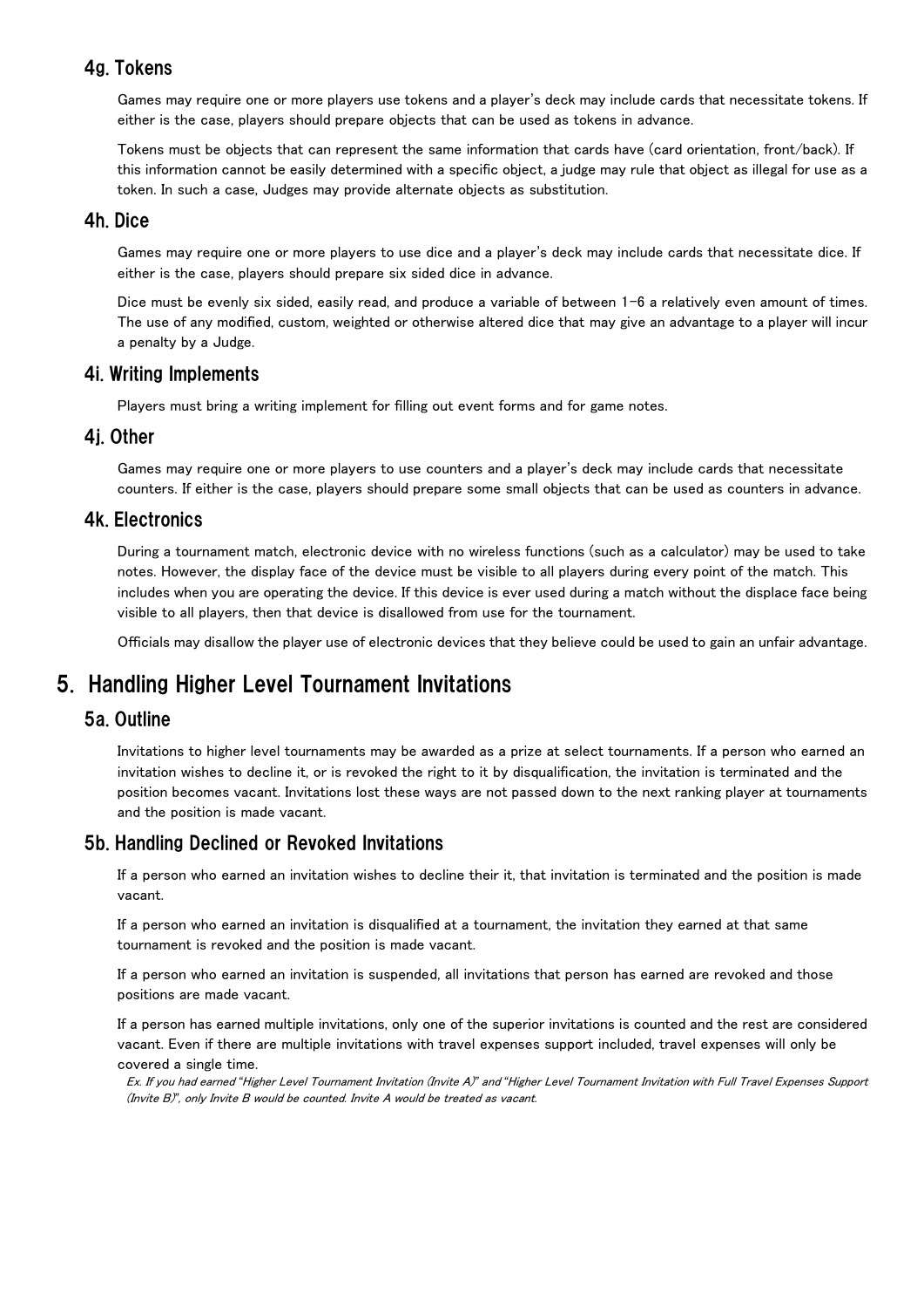### 4g. Tokens

Games may require one or more players use tokens and a player's deck may include cards that necessitate tokens. If either is the case, players should prepare objects that can be used as tokens in advance.

Tokens must be objects that can represent the same information that cards have (card orientation, front/back). If this information cannot be easily determined with a specific object, a judge may rule that object as illegal for use as a token. In such a case, Judges may provide alternate objects as substitution.

### 4h. Dice

Games may require one or more players to use dice and a player's deck may include cards that necessitate dice. If either is the case, players should prepare six sided dice in advance.

Dice must be evenly six sided, easily read, and produce a variable of between 1-6 a relatively even amount of times. The use of any modified, custom, weighted or otherwise altered dice that may give an advantage to a player will incur a penalty by a Judge.

### 4i. Writing Implements

Players must bring a writing implement for filling out event forms and for game notes.

### 4j. Other

Games may require one or more players to use counters and a player's deck may include cards that necessitate counters. If either is the case, players should prepare some small objects that can be used as counters in advance.

### 4k. Electronics

During a tournament match, electronic device with no wireless functions (such as a calculator) may be used to take notes. However, the display face of the device must be visible to all players during every point of the match. This includes when you are operating the device. If this device is ever used during a match without the displace face being visible to all players, then that device is disallowed from use for the tournament.

Officials may disallow the player use of electronic devices that they believe could be used to gain an unfair advantage.

## 5. Handling Higher Level Tournament Invitations

### 5a. Outline

Invitations to higher level tournaments may be awarded as a prize at select tournaments. If a person who earned an invitation wishes to decline it, or is revoked the right to it by disqualification, the invitation is terminated and the position becomes vacant. Invitations lost these ways are not passed down to the next ranking player at tournaments and the position is made vacant.

### 5b. Handling Declined or Revoked Invitations

If a person who earned an invitation wishes to decline their it, that invitation is terminated and the position is made vacant.

If a person who earned an invitation is disqualified at a tournament, the invitation they earned at that same tournament is revoked and the position is made vacant.

If a person who earned an invitation is suspended, all invitations that person has earned are revoked and those positions are made vacant.

If a person has earned multiple invitations, only one of the superior invitations is counted and the rest are considered vacant. Even if there are multiple invitations with travel expenses support included, travel expenses will only be covered a single time.

*Ex. If you had earned "Higher Level Tournament Invitation (Invite A)" and "Higher Level Tournament Invitation with Full Travel Expenses Support (Invite B)", only Invite B would be counted. Invite A would be treated as vacant.*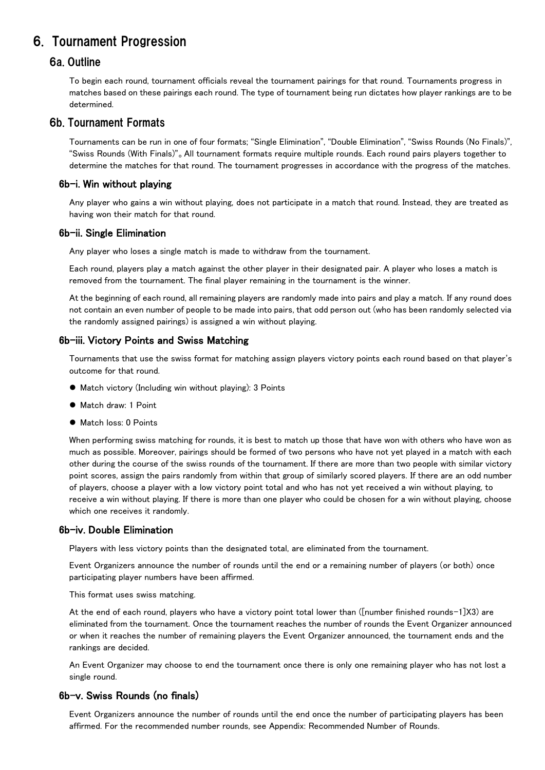# 6. Tournament Progression

## 6a. Outline

To begin each round, tournament officials reveal the tournament pairings for that round. Tournaments progress in matches based on these pairings each round. The type of tournament being run dictates how player rankings are to be determined.

## 6b. Tournament Formats

Tournaments can be run in one of four formats; “Single Elimination”, “Double Elimination”, “Swiss Rounds (No Finals)”, “Swiss Rounds (With Finals)”。All tournament formats require multiple rounds. Each round pairs players together to determine the matches for that round. The tournament progresses in accordance with the progress of the matches.

### 6b-i. Win without playing

Any player who gains a win without playing, does not participate in a match that round. Instead, they are treated as having won their match for that round.

### 6b-ii. Single Elimination

Any player who loses a single match is made to withdraw from the tournament.

Each round, players play a match against the other player in their designated pair. A player who loses a match is removed from the tournament. The final player remaining in the tournament is the winner.

At the beginning of each round, all remaining players are randomly made into pairs and play a match. If any round does not contain an even number of people to be made into pairs, that odd person out (who has been randomly selected via the randomly assigned pairings) is assigned a win without playing.

### 6b-iii. Victory Points and Swiss Matching

Tournaments that use the swiss format for matching assign players victory points each round based on that player's outcome for that round.

- Match victory (Including win without playing): 3 Points
- Match draw: 1 Point
- Match loss: 0 Points

When performing swiss matching for rounds, it is best to match up those that have won with others who have won as much as possible. Moreover, pairings should be formed of two persons who have not yet played in a match with each other during the course of the swiss rounds of the tournament. If there are more than two people with similar victory point scores, assign the pairs randomly from within that group of similarly scored players. If there are an odd number of players, choose a player with a low victory point total and who has not yet received a win without playing, to receive a win without playing. If there is more than one player who could be chosen for a win without playing, choose which one receives it randomly.

### 6b-iv. Double Elimination

Players with less victory points than the designated total, are eliminated from the tournament.

Event Organizers announce the number of rounds until the end or a remaining number of players (or both) once participating player numbers have been affirmed.

This format uses swiss matching.

At the end of each round, players who have a victory point total lower than ([number finished rounds−1]X3) are eliminated from the tournament. Once the tournament reaches the number of rounds the Event Organizer announced or when it reaches the number of remaining players the Event Organizer announced, the tournament ends and the rankings are decided.

An Event Organizer may choose to end the tournament once there is only one remaining player who has not lost a single round.

### 6b-v. Swiss Rounds (no finals)

Event Organizers announce the number of rounds until the end once the number of participating players has been affirmed. For the recommended number rounds, see Appendix: Recommended Number of Rounds.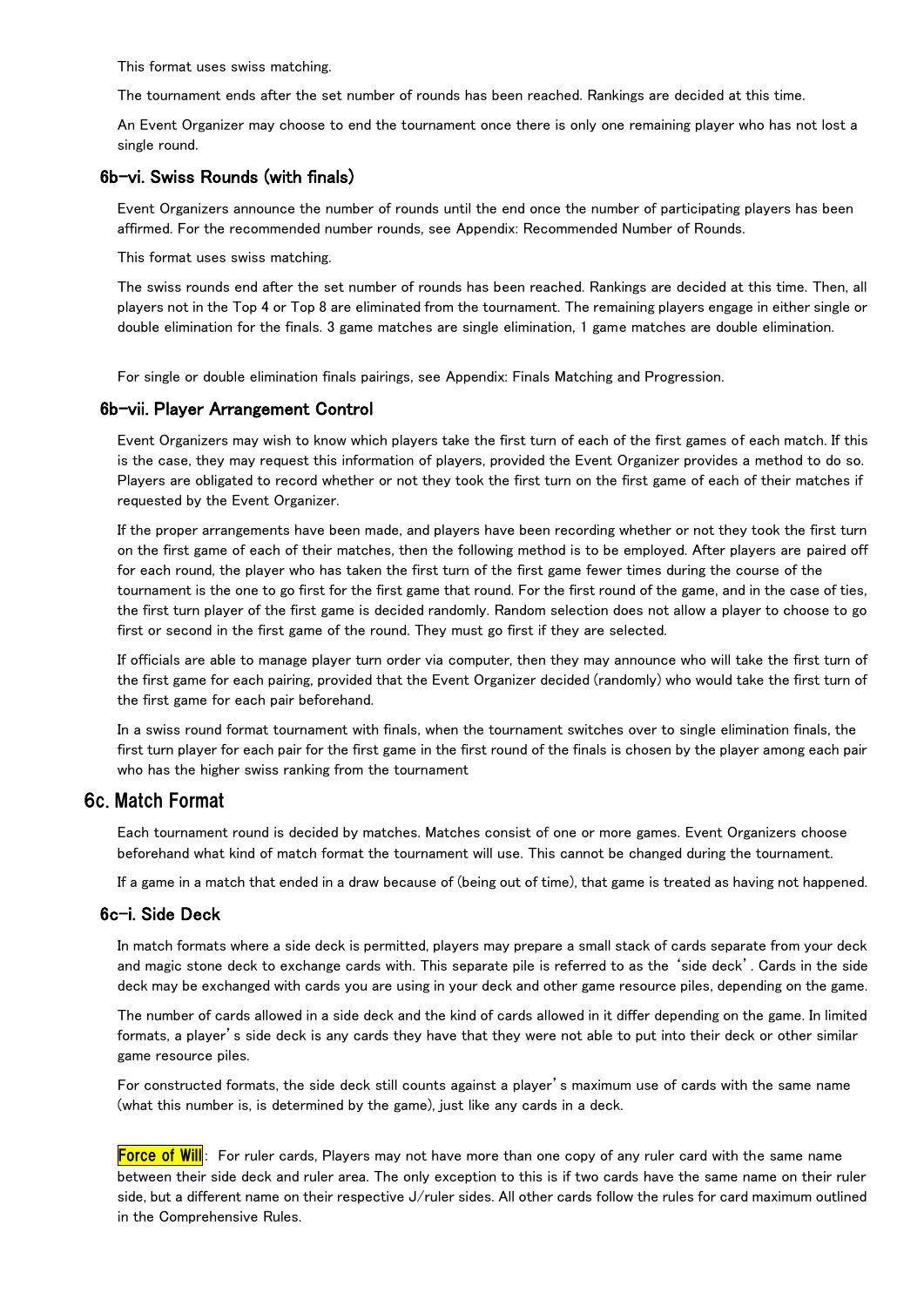This format uses swiss matching.

The tournament ends after the set number of rounds has been reached. Rankings are decided at this time.

An Event Organizer may choose to end the tournament once there is only one remaining player who has not lost a single round.

### 6b-vi. Swiss Rounds (with finals)

Event Organizers announce the number of rounds until the end once the number of participating players has been affirmed. For the recommended number rounds, see Appendix: Recommended Number of Rounds.

This format uses swiss matching.

The swiss rounds end after the set number of rounds has been reached. Rankings are decided at this time. Then, all players not in the Top 4 or Top 8 are eliminated from the tournament. The remaining players engage in either single or double elimination for the finals. 3 game matches are single elimination, 1 game matches are double elimination.

For single or double elimination finals pairings, see Appendix: Finals Matching and Progression.

### 6b-vii. Player Arrangement Control

Event Organizers may wish to know which players take the first turn of each of the first games of each match. If this is the case, they may request this information of players, provided the Event Organizer provides a method to do so. Players are obligated to record whether or not they took the first turn on the first game of each of their matches if requested by the Event Organizer.

If the proper arrangements have been made, and players have been recording whether or not they took the first turn on the first game of each of their matches, then the following method is to be employed. After players are paired off for each round, the player who has taken the first turn of the first game fewer times during the course of the tournament is the one to go first for the first game that round. For the first round of the game, and in the case of ties, the first turn player of the first game is decided randomly. Random selection does not allow a player to choose to go first or second in the first game of the round. They must go first if they are selected.

If officials are able to manage player turn order via computer, then they may announce who will take the first turn of the first game for each pairing, provided that the Event Organizer decided (randomly) who would take the first turn of the first game for each pair beforehand.

In a swiss round format tournament with finals, when the tournament switches over to single elimination finals, the first turn player for each pair for the first game in the first round of the finals is chosen by the player among each pair who has the higher swiss ranking from the tournament

## 6c. Match Format

Each tournament round is decided by matches. Matches consist of one or more games. Event Organizers choose beforehand what kind of match format the tournament will use. This cannot be changed during the tournament.

If a game in a match that ended in a draw because of (being out of time), that game is treated as having not happened.

### 6c-i. Side Deck

In match formats where a side deck is permitted, players may prepare a small stack of cards separate from your deck and magic stone deck to exchange cards with. This separate pile is referred to as the 'side deck'. Cards in the side deck may be exchanged with cards you are using in your deck and other game resource piles, depending on the game.

The number of cards allowed in a side deck and the kind of cards allowed in it differ depending on the game. In limited formats, a player's side deck is any cards they have that they were not able to put into their deck or other similar game resource piles.

For constructed formats, the side deck still counts against a player's maximum use of cards with the same name (what this number is, is determined by the game), just like any cards in a deck.

**Force of Will**: For ruler cards, Players may not have more than one copy of any ruler card with the same name between their side deck and ruler area. The only exception to this is if two cards have the same name on their ruler side, but a different name on their respective J/ruler sides. All other cards follow the rules for card maximum outlined in the Comprehensive Rules.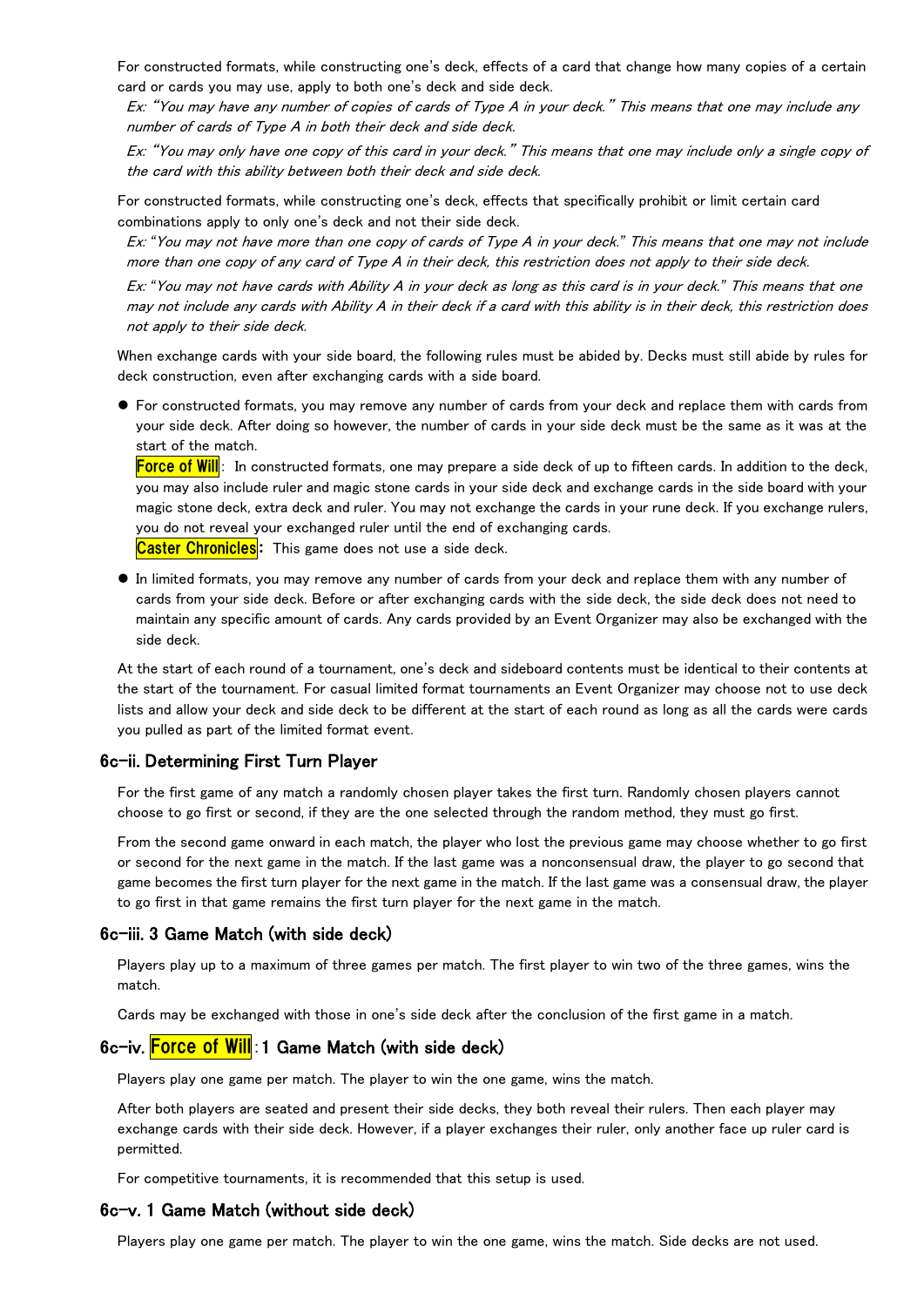For constructed formats, while constructing one's deck, effects of a card that change how many copies of a certain card or cards you may use, apply to both one's deck and side deck.

*Ex: "You may have any number of copies of cards of Type A in your deck." This means that one may include any number of cards of Type A in both their deck and side deck.*

*Ex: "You may only have one copy of this card in your deck." This means that one may include only a single copy of the card with this ability between both their deck and side deck.*

For constructed formats, while constructing one's deck, effects that specifically prohibit or limit certain card combinations apply to only one's deck and not their side deck.

*Ex: "You may not have more than one copy of cards of Type A in your deck." This means that one may not include more than one copy of any card of Type A in their deck, this restriction does not apply to their side deck.*

*Ex: "You may not have cards with Ability A in your deck as long as this card is in your deck." This means that one may not include any cards with Ability A in their deck if a card with this ability is in their deck, this restriction does not apply to their side deck.*

When exchange cards with your side board, the following rules must be abided by. Decks must still abide by rules for deck construction, even after exchanging cards with a side board.

- For constructed formats, you may remove any number of cards from your deck and replace them with cards from your side deck. After doing so however, the number of cards in your side deck must be the same as it was at the start of the match.
  **Force of Will**: In constructed formats, one may prepare a side deck of up to fifteen cards. In addition to the deck, you may also include ruler and magic stone cards in your side deck and exchange cards in the side board with your magic stone deck, extra deck and ruler. You may not exchange the cards in your rune deck. If you exchange rulers, you do not reveal your exchanged ruler until the end of exchanging cards.
  **Caster Chronicles**: This game does not use a side deck.
- In limited formats, you may remove any number of cards from your deck and replace them with any number of cards from your side deck. Before or after exchanging cards with the side deck, the side deck does not need to maintain any specific amount of cards. Any cards provided by an Event Organizer may also be exchanged with the side deck.

At the start of each round of a tournament, one's deck and sideboard contents must be identical to their contents at the start of the tournament. For casual limited format tournaments an Event Organizer may choose not to use deck lists and allow your deck and side deck to be different at the start of each round as long as all the cards were cards you pulled as part of the limited format event.

### 6c-ii. Determining First Turn Player

For the first game of any match a randomly chosen player takes the first turn. Randomly chosen players cannot choose to go first or second, if they are the one selected through the random method, they must go first.

From the second game onward in each match, the player who lost the previous game may choose whether to go first or second for the next game in the match. If the last game was a nonconsensual draw, the player to go second that game becomes the first turn player for the next game in the match. If the last game was a consensual draw, the player to go first in that game remains the first turn player for the next game in the match.

### 6c-iii. 3 Game Match (with side deck)

Players play up to a maximum of three games per match. The first player to win two of the three games, wins the match.

Cards may be exchanged with those in one's side deck after the conclusion of the first game in a match.

### 6c-iv. Force of Will: 1 Game Match (with side deck)

Players play one game per match. The player to win the one game, wins the match.

After both players are seated and present their side decks, they both reveal their rulers. Then each player may exchange cards with their side deck. However, if a player exchanges their ruler, only another face up ruler card is permitted.

For competitive tournaments, it is recommended that this setup is used.

### 6c-v. 1 Game Match (without side deck)

Players play one game per match. The player to win the one game, wins the match. Side decks are not used.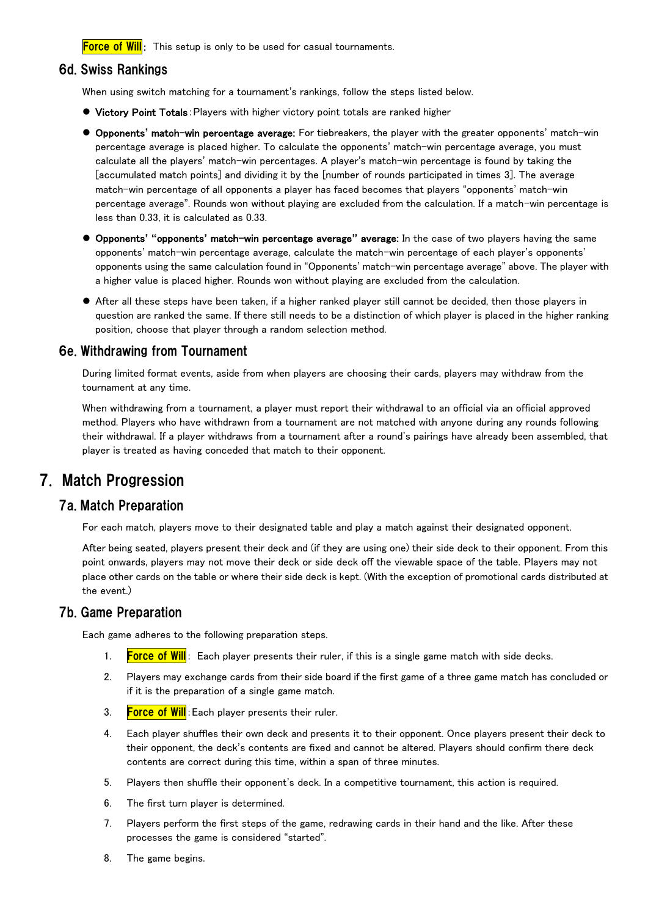**Force of Will**: This setup is only to be used for casual tournaments.

### 6d. Swiss Rankings

When using switch matching for a tournament's rankings, follow the steps listed below.

- **Victory Point Totals**: Players with higher victory point totals are ranked higher
- **Opponents' match-win percentage average:** For tiebreakers, the player with the greater opponents' match-win percentage average is placed higher. To calculate the opponents' match-win percentage average, you must calculate all the players' match-win percentages. A player's match-win percentage is found by taking the [accumulated match points] and dividing it by the [number of rounds participated in times 3]. The average match-win percentage of all opponents a player has faced becomes that players "opponents' match-win percentage average". Rounds won without playing are excluded from the calculation. If a match-win percentage is less than 0.33, it is calculated as 0.33.
- **Opponents' "opponents' match-win percentage average" average:** In the case of two players having the same opponents' match-win percentage average, calculate the match-win percentage of each player's opponents' opponents using the same calculation found in "Opponents' match-win percentage average" above. The player with a higher value is placed higher. Rounds won without playing are excluded from the calculation.
- After all these steps have been taken, if a higher ranked player still cannot be decided, then those players in question are ranked the same. If there still needs to be a distinction of which player is placed in the higher ranking position, choose that player through a random selection method.

### 6e. Withdrawing from Tournament

During limited format events, aside from when players are choosing their cards, players may withdraw from the tournament at any time.

When withdrawing from a tournament, a player must report their withdrawal to an official via an official approved method. Players who have withdrawn from a tournament are not matched with anyone during any rounds following their withdrawal. If a player withdraws from a tournament after a round's pairings have already been assembled, that player is treated as having conceded that match to their opponent.

## 7. Match Progression

### 7a. Match Preparation

For each match, players move to their designated table and play a match against their designated opponent.

After being seated, players present their deck and (if they are using one) their side deck to their opponent. From this point onwards, players may not move their deck or side deck off the viewable space of the table. Players may not place other cards on the table or where their side deck is kept. (With the exception of promotional cards distributed at the event.)

### 7b. Game Preparation

Each game adheres to the following preparation steps.

1. **Force of Will**: Each player presents their ruler, if this is a single game match with side decks.
2. Players may exchange cards from their side board if the first game of a three game match has concluded or if it is the preparation of a single game match.
3. **Force of Will**: Each player presents their ruler.
4. Each player shuffles their own deck and presents it to their opponent. Once players present their deck to their opponent, the deck's contents are fixed and cannot be altered. Players should confirm there deck contents are correct during this time, within a span of three minutes.
5. Players then shuffle their opponent's deck. In a competitive tournament, this action is required.
6. The first turn player is determined.
7. Players perform the first steps of the game, redrawing cards in their hand and the like. After these processes the game is considered "started".
8. The game begins.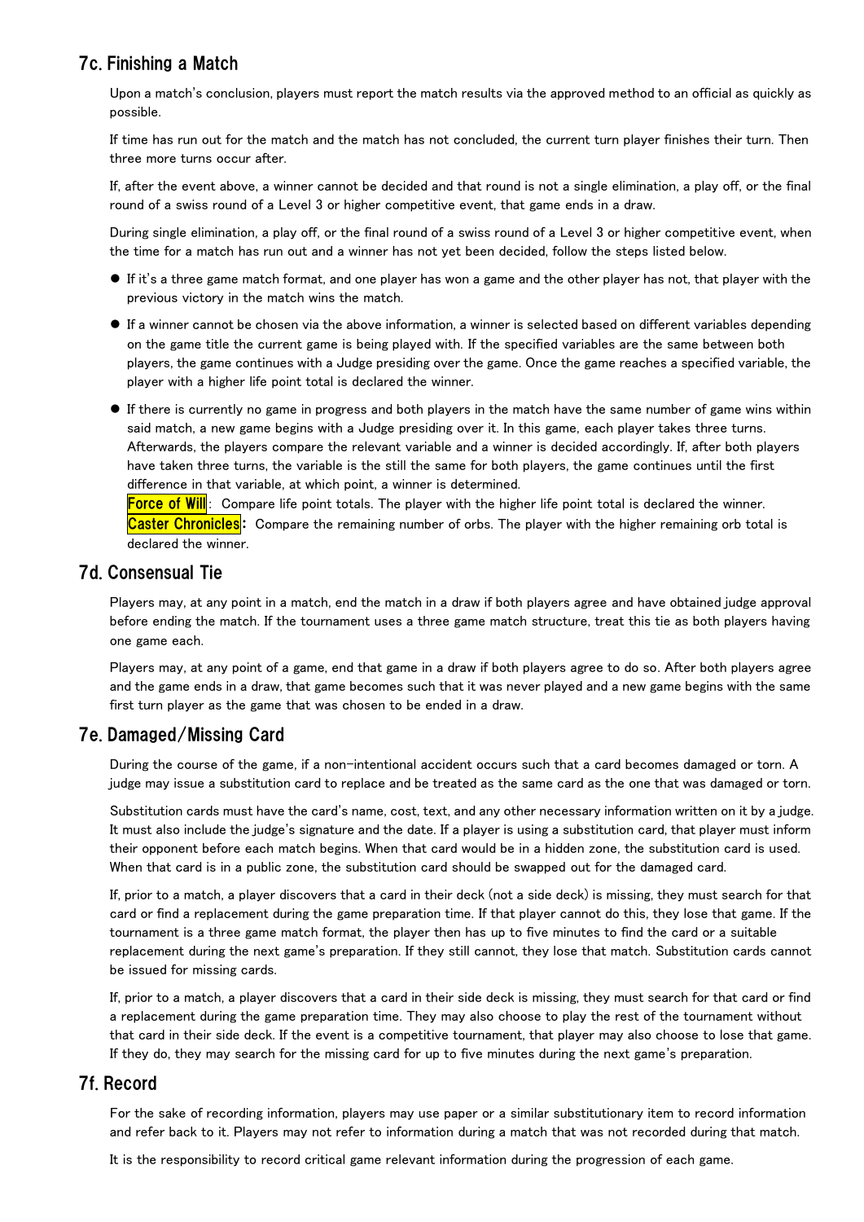## 7c. Finishing a Match

Upon a match's conclusion, players must report the match results via the approved method to an official as quickly as possible.

If time has run out for the match and the match has not concluded, the current turn player finishes their turn. Then three more turns occur after.

If, after the event above, a winner cannot be decided and that round is not a single elimination, a play off, or the final round of a swiss round of a Level 3 or higher competitive event, that game ends in a draw.

During single elimination, a play off, or the final round of a swiss round of a Level 3 or higher competitive event, when the time for a match has run out and a winner has not yet been decided, follow the steps listed below.

- If it's a three game match format, and one player has won a game and the other player has not, that player with the previous victory in the match wins the match.
- If a winner cannot be chosen via the above information, a winner is selected based on different variables depending on the game title the current game is being played with. If the specified variables are the same between both players, the game continues with a Judge presiding over the game. Once the game reaches a specified variable, the player with a higher life point total is declared the winner.
- If there is currently no game in progress and both players in the match have the same number of game wins within said match, a new game begins with a Judge presiding over it. In this game, each player takes three turns. Afterwards, the players compare the relevant variable and a winner is decided accordingly. If, after both players have taken three turns, the variable is the still the same for both players, the game continues until the first difference in that variable, at which point, a winner is determined.
  **Force of Will**: Compare life point totals. The player with the higher life point total is declared the winner.
  **Caster Chronicles**: Compare the remaining number of orbs. The player with the higher remaining orb total is declared the winner.

## 7d. Consensual Tie

Players may, at any point in a match, end the match in a draw if both players agree and have obtained judge approval before ending the match. If the tournament uses a three game match structure, treat this tie as both players having one game each.

Players may, at any point of a game, end that game in a draw if both players agree to do so. After both players agree and the game ends in a draw, that game becomes such that it was never played and a new game begins with the same first turn player as the game that was chosen to be ended in a draw.

## 7e. Damaged/Missing Card

During the course of the game, if a non-intentional accident occurs such that a card becomes damaged or torn. A judge may issue a substitution card to replace and be treated as the same card as the one that was damaged or torn.

Substitution cards must have the card's name, cost, text, and any other necessary information written on it by a judge. It must also include the judge's signature and the date. If a player is using a substitution card, that player must inform their opponent before each match begins. When that card would be in a hidden zone, the substitution card is used. When that card is in a public zone, the substitution card should be swapped out for the damaged card.

If, prior to a match, a player discovers that a card in their deck (not a side deck) is missing, they must search for that card or find a replacement during the game preparation time. If that player cannot do this, they lose that game. If the tournament is a three game match format, the player then has up to five minutes to find the card or a suitable replacement during the next game's preparation. If they still cannot, they lose that match. Substitution cards cannot be issued for missing cards.

If, prior to a match, a player discovers that a card in their side deck is missing, they must search for that card or find a replacement during the game preparation time. They may also choose to play the rest of the tournament without that card in their side deck. If the event is a competitive tournament, that player may also choose to lose that game. If they do, they may search for the missing card for up to five minutes during the next game's preparation.

## 7f. Record

For the sake of recording information, players may use paper or a similar substitutionary item to record information and refer back to it. Players may not refer to information during a match that was not recorded during that match.

It is the responsibility to record critical game relevant information during the progression of each game.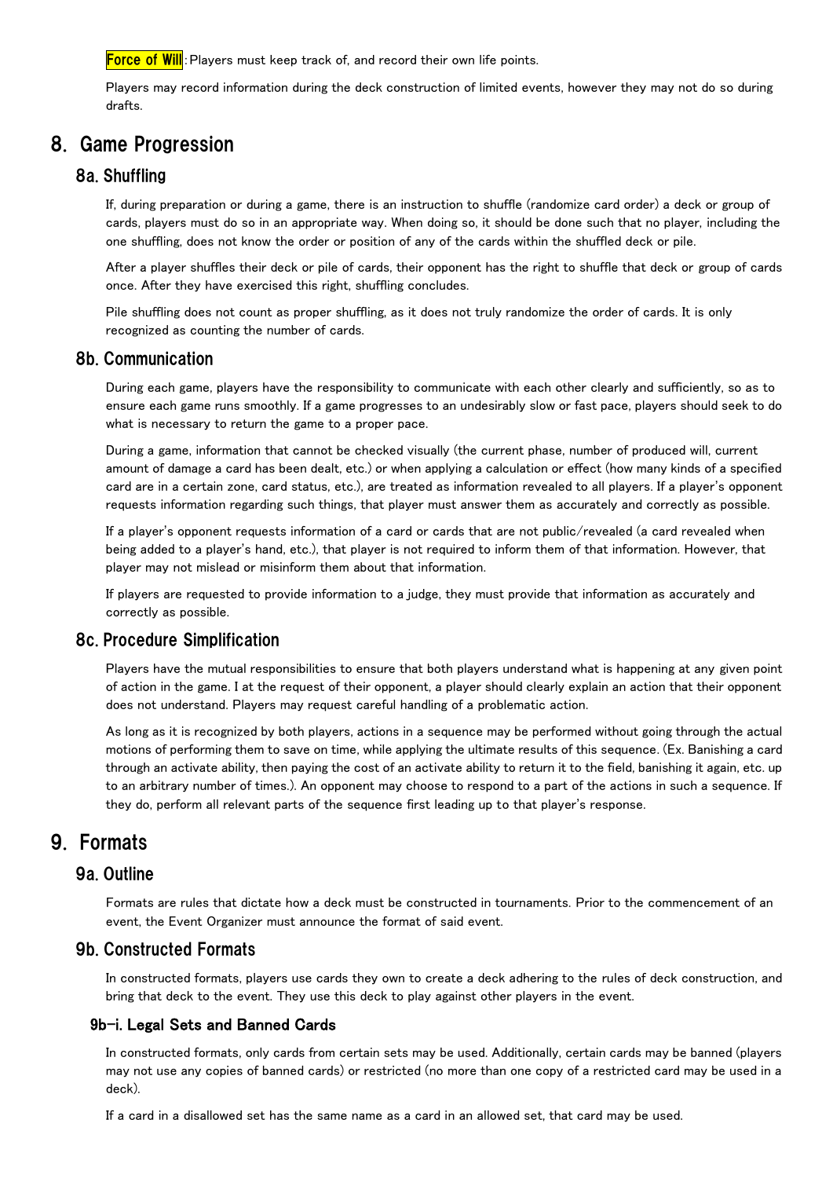**Force of Will**: Players must keep track of, and record their own life points.

Players may record information during the deck construction of limited events, however they may not do so during drafts.

# 8. Game Progression

## 8a. Shuffling

If, during preparation or during a game, there is an instruction to shuffle (randomize card order) a deck or group of cards, players must do so in an appropriate way. When doing so, it should be done such that no player, including the one shuffling, does not know the order or position of any of the cards within the shuffled deck or pile.

After a player shuffles their deck or pile of cards, their opponent has the right to shuffle that deck or group of cards once. After they have exercised this right, shuffling concludes.

Pile shuffling does not count as proper shuffling, as it does not truly randomize the order of cards. It is only recognized as counting the number of cards.

## 8b. Communication

During each game, players have the responsibility to communicate with each other clearly and sufficiently, so as to ensure each game runs smoothly. If a game progresses to an undesirably slow or fast pace, players should seek to do what is necessary to return the game to a proper pace.

During a game, information that cannot be checked visually (the current phase, number of produced will, current amount of damage a card has been dealt, etc.) or when applying a calculation or effect (how many kinds of a specified card are in a certain zone, card status, etc.), are treated as information revealed to all players. If a player's opponent requests information regarding such things, that player must answer them as accurately and correctly as possible.

If a player's opponent requests information of a card or cards that are not public/revealed (a card revealed when being added to a player's hand, etc.), that player is not required to inform them of that information. However, that player may not mislead or misinform them about that information.

If players are requested to provide information to a judge, they must provide that information as accurately and correctly as possible.

## 8c. Procedure Simplification

Players have the mutual responsibilities to ensure that both players understand what is happening at any given point of action in the game. I at the request of their opponent, a player should clearly explain an action that their opponent does not understand. Players may request careful handling of a problematic action.

As long as it is recognized by both players, actions in a sequence may be performed without going through the actual motions of performing them to save on time, while applying the ultimate results of this sequence. (Ex. Banishing a card through an activate ability, then paying the cost of an activate ability to return it to the field, banishing it again, etc. up to an arbitrary number of times.). An opponent may choose to respond to a part of the actions in such a sequence. If they do, perform all relevant parts of the sequence first leading up to that player's response.

# 9. Formats

## 9a. Outline

Formats are rules that dictate how a deck must be constructed in tournaments. Prior to the commencement of an event, the Event Organizer must announce the format of said event.

## 9b. Constructed Formats

In constructed formats, players use cards they own to create a deck adhering to the rules of deck construction, and bring that deck to the event. They use this deck to play against other players in the event.

### 9b-i. Legal Sets and Banned Cards

In constructed formats, only cards from certain sets may be used. Additionally, certain cards may be banned (players may not use any copies of banned cards) or restricted (no more than one copy of a restricted card may be used in a deck).

If a card in a disallowed set has the same name as a card in an allowed set, that card may be used.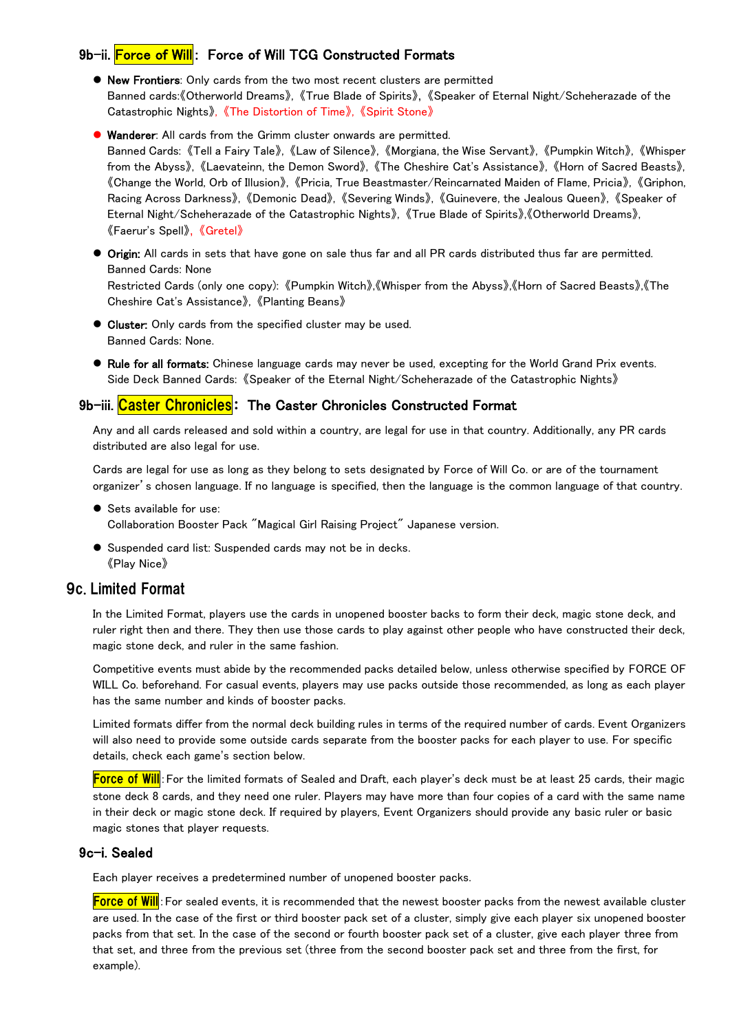### 9b-ii. Force of Will: Force of Will TCG Constructed Formats

- **New Frontiers**: Only cards from the two most recent clusters are permitted
  Banned cards:《Otherworld Dreams》, 《True Blade of Spirits》, 《Speaker of Eternal Night/Scheherazade of the Catastrophic Nights》, 《The Distortion of Time》, 《Spirit Stone》
- **Wanderer**: All cards from the Grimm cluster onwards are permitted.
  Banned Cards: 《Tell a Fairy Tale》, 《Law of Silence》, 《Morgiana, the Wise Servant》, 《Pumpkin Witch》, 《Whisper from the Abyss》, 《Laevateinn, the Demon Sword》, 《The Cheshire Cat's Assistance》, 《Horn of Sacred Beasts》, 《Change the World, Orb of Illusion》, 《Pricia, True Beastmaster/Reincarnated Maiden of Flame, Pricia》, 《Griphon, Racing Across Darkness》, 《Demonic Dead》, 《Severing Winds》, 《Guinevere, the Jealous Queen》, 《Speaker of Eternal Night/Scheherazade of the Catastrophic Nights》, 《True Blade of Spirits》,《Otherworld Dreams》, 《Faerur's Spell》, 《Gretel》
- **Origin:** All cards in sets that have gone on sale thus far and all PR cards distributed thus far are permitted.
  Banned Cards: None
  Restricted Cards (only one copy): 《Pumpkin Witch》,《Whisper from the Abyss》,《Horn of Sacred Beasts》,《The Cheshire Cat's Assistance》, 《Planting Beans》
- **Cluster:** Only cards from the specified cluster may be used.
  Banned Cards: None.
- **Rule for all formats:** Chinese language cards may never be used, excepting for the World Grand Prix events.
  Side Deck Banned Cards: 《Speaker of the Eternal Night/Scheherazade of the Catastrophic Nights》

### 9b-iii. Caster Chronicles: The Caster Chronicles Constructed Format

Any and all cards released and sold within a country, are legal for use in that country. Additionally, any PR cards distributed are also legal for use.

Cards are legal for use as long as they belong to sets designated by Force of Will Co. or are of the tournament organizer's chosen language. If no language is specified, then the language is the common language of that country.

- Sets available for use:
  Collaboration Booster Pack "Magical Girl Raising Project" Japanese version.
- Suspended card list: Suspended cards may not be in decks.
  《Play Nice》

## 9c. Limited Format

In the Limited Format, players use the cards in unopened booster backs to form their deck, magic stone deck, and ruler right then and there. They then use those cards to play against other people who have constructed their deck, magic stone deck, and ruler in the same fashion.

Competitive events must abide by the recommended packs detailed below, unless otherwise specified by FORCE OF WILL Co. beforehand. For casual events, players may use packs outside those recommended, as long as each player has the same number and kinds of booster packs.

Limited formats differ from the normal deck building rules in terms of the required number of cards. Event Organizers will also need to provide some outside cards separate from the booster packs for each player to use. For specific details, check each game's section below.

Force of Will: For the limited formats of Sealed and Draft, each player's deck must be at least 25 cards, their magic stone deck 8 cards, and they need one ruler. Players may have more than four copies of a card with the same name in their deck or magic stone deck. If required by players, Event Organizers should provide any basic ruler or basic magic stones that player requests.

### 9c-i. Sealed

Each player receives a predetermined number of unopened booster packs.

Force of Will: For sealed events, it is recommended that the newest booster packs from the newest available cluster are used. In the case of the first or third booster pack set of a cluster, simply give each player six unopened booster packs from that set. In the case of the second or fourth booster pack set of a cluster, give each player three from that set, and three from the previous set (three from the second booster pack set and three from the first, for example).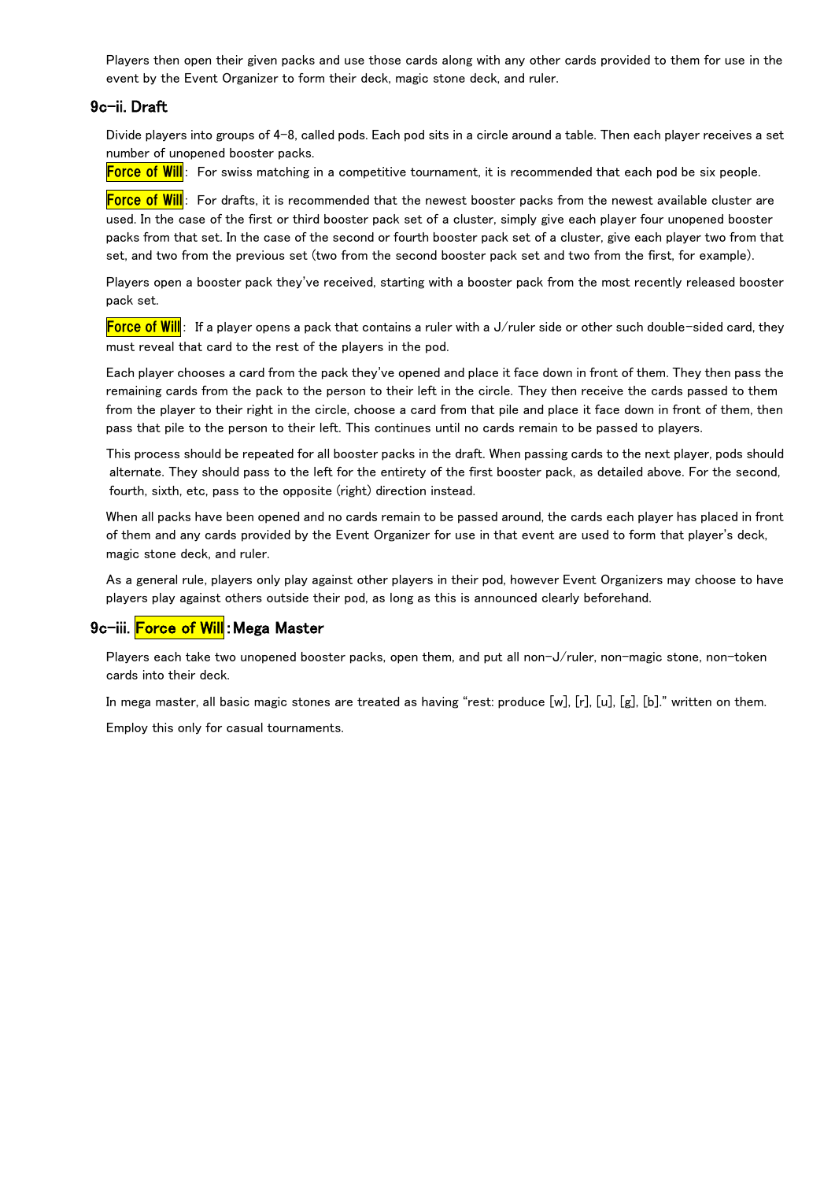Players then open their given packs and use those cards along with any other cards provided to them for use in the event by the Event Organizer to form their deck, magic stone deck, and ruler.

### 9c-ii. Draft

Divide players into groups of 4-8, called pods. Each pod sits in a circle around a table. Then each player receives a set number of unopened booster packs.

**Force of Will**: For swiss matching in a competitive tournament, it is recommended that each pod be six people.

**Force of Will**: For drafts, it is recommended that the newest booster packs from the newest available cluster are used. In the case of the first or third booster pack set of a cluster, simply give each player four unopened booster packs from that set. In the case of the second or fourth booster pack set of a cluster, give each player two from that set, and two from the previous set (two from the second booster pack set and two from the first, for example).

Players open a booster pack they've received, starting with a booster pack from the most recently released booster pack set.

**Force of Will**: If a player opens a pack that contains a ruler with a J/ruler side or other such double-sided card, they must reveal that card to the rest of the players in the pod.

Each player chooses a card from the pack they've opened and place it face down in front of them. They then pass the remaining cards from the pack to the person to their left in the circle. They then receive the cards passed to them from the player to their right in the circle, choose a card from that pile and place it face down in front of them, then pass that pile to the person to their left. This continues until no cards remain to be passed to players.

This process should be repeated for all booster packs in the draft. When passing cards to the next player, pods should alternate. They should pass to the left for the entirety of the first booster pack, as detailed above. For the second, fourth, sixth, etc, pass to the opposite (right) direction instead.

When all packs have been opened and no cards remain to be passed around, the cards each player has placed in front of them and any cards provided by the Event Organizer for use in that event are used to form that player's deck, magic stone deck, and ruler.

As a general rule, players only play against other players in their pod, however Event Organizers may choose to have players play against others outside their pod, as long as this is announced clearly beforehand.

### 9c-iii. Force of Will: Mega Master

Players each take two unopened booster packs, open them, and put all non-J/ruler, non-magic stone, non-token cards into their deck.

In mega master, all basic magic stones are treated as having "rest: produce [w], [r], [u], [g], [b]." written on them.

Employ this only for casual tournaments.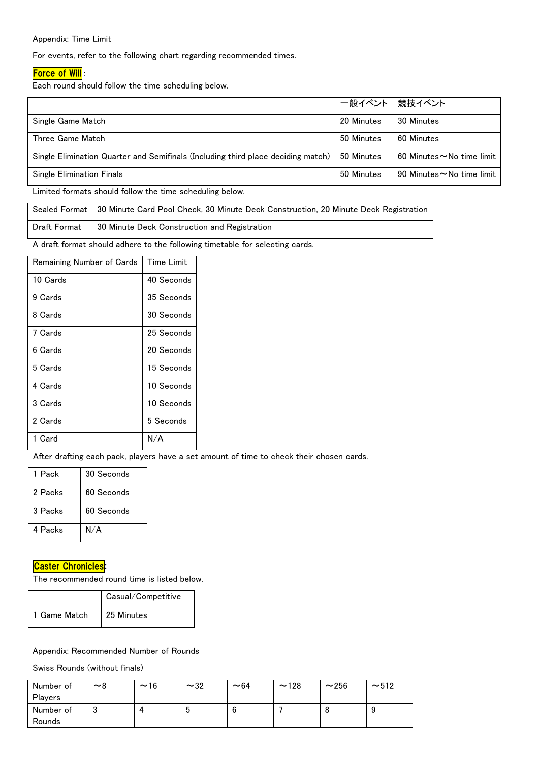Appendix: Time Limit

For events, refer to the following chart regarding recommended times.

**Force of Will**:

Each round should follow the time scheduling below.

| | 一般イベント | 競技イベント |
|---|---|---|
| Single Game Match | 20 Minutes | 30 Minutes |
| Three Game Match | 50 Minutes | 60 Minutes |
| Single Elimination Quarter and Semifinals (Including third place deciding match) | 50 Minutes | 60 Minutes～No time limit |
| Single Elimination Finals | 50 Minutes | 90 Minutes～No time limit |

Limited formats should follow the time scheduling below.

| | |
|---|---|
| Sealed Format | 30 Minute Card Pool Check, 30 Minute Deck Construction, 20 Minute Deck Registration |
| Draft Format | 30 Minute Deck Construction and Registration |

A draft format should adhere to the following timetable for selecting cards.

| Remaining Number of Cards | Time Limit |
|---|---|
| 10 Cards | 40 Seconds |
| 9 Cards | 35 Seconds |
| 8 Cards | 30 Seconds |
| 7 Cards | 25 Seconds |
| 6 Cards | 20 Seconds |
| 5 Cards | 15 Seconds |
| 4 Cards | 10 Seconds |
| 3 Cards | 10 Seconds |
| 2 Cards | 5 Seconds |
| 1 Card | N/A |

After drafting each pack, players have a set amount of time to check their chosen cards.

| | |
|---|---|
| 1 Pack | 30 Seconds |
| 2 Packs | 60 Seconds |
| 3 Packs | 60 Seconds |
| 4 Packs | N/A |

**Caster Chronicles**:

The recommended round time is listed below.

| | Casual/Competitive |
|---|---|
| 1 Game Match | 25 Minutes |

Appendix: Recommended Number of Rounds

Swiss Rounds (without finals)

| Number of Players | ～8 | ～16 | ～32 | ～64 | ～128 | ～256 | ～512 |
|---|---|---|---|---|---|---|---|
| Number of Rounds | 3 | 4 | 5 | 6 | 7 | 8 | 9 |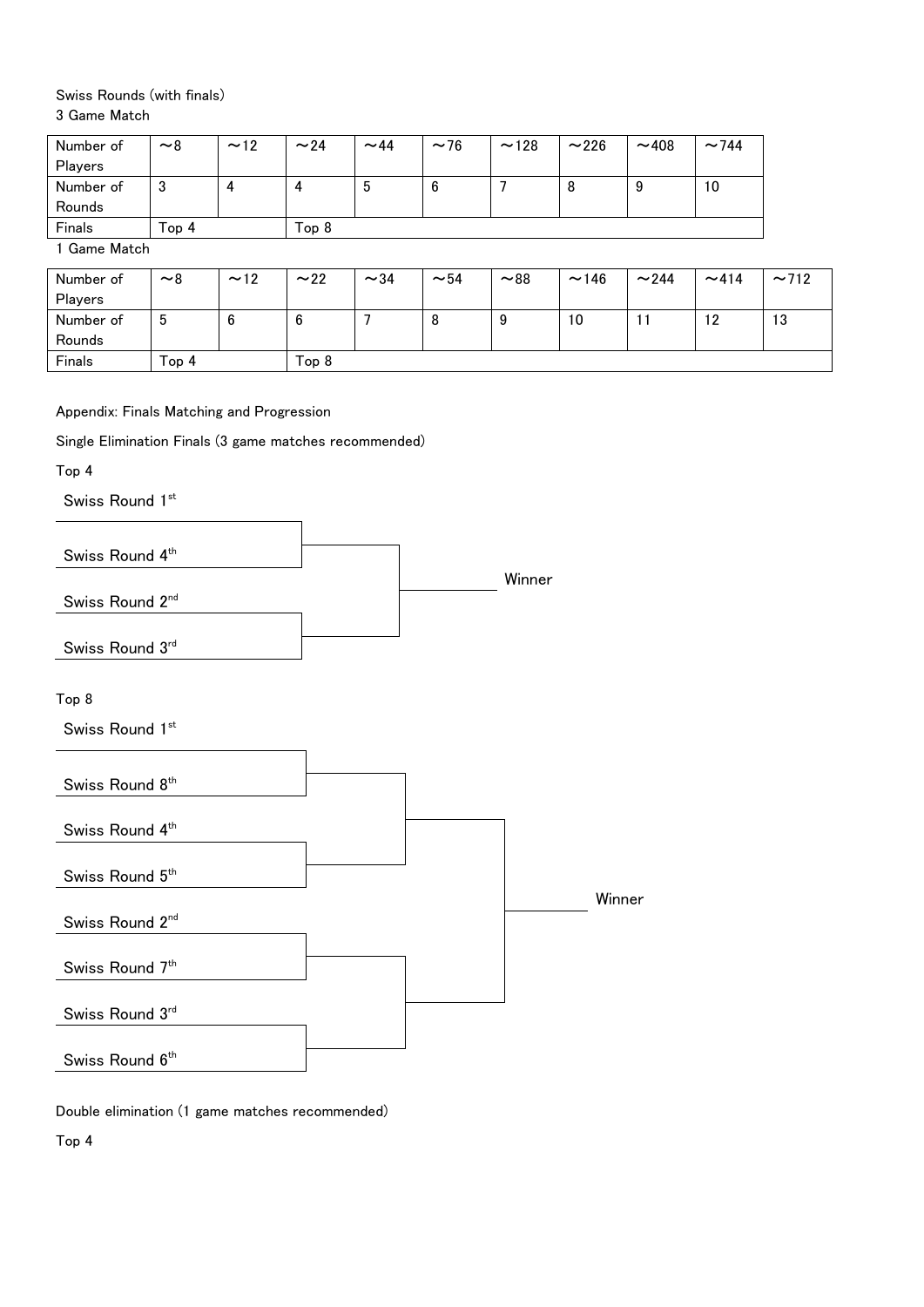Swiss Rounds (with finals)

3 Game Match

| Number of Players | ～8 | ～12 | ～24 | ～44 | ～76 | ～128 | ～226 | ～408 | ～744 |
|---|---|---|---|---|---|---|---|---|---|
| Number of Rounds | 3 | 4 | 4 | 5 | 6 | 7 | 8 | 9 | 10 |
| Finals | Top 4 | | Top 8 | | | | | | |

1 Game Match

| Number of Players | ～8 | ～12 | ～22 | ～34 | ～54 | ～88 | ～146 | ～244 | ～414 | ～712 |
|---|---|---|---|---|---|---|---|---|---|---|
| Number of Rounds | 5 | 6 | 6 | 7 | 8 | 9 | 10 | 11 | 12 | 13 |
| Finals | Top 4 | | Top 8 | | | | | | | |

Appendix: Finals Matching and Progression

Single Elimination Finals (3 game matches recommended)

Top 4

Swiss Round 1st

Swiss Round 4th

Swiss Round 2nd

Swiss Round 3rd

Winner

Top 8

Swiss Round 1st

Swiss Round 8th

Swiss Round 4th

Swiss Round 5th

Swiss Round 2nd

Swiss Round 7th

Swiss Round 3rd

Swiss Round 6th

Winner

Double elimination (1 game matches recommended)

Top 4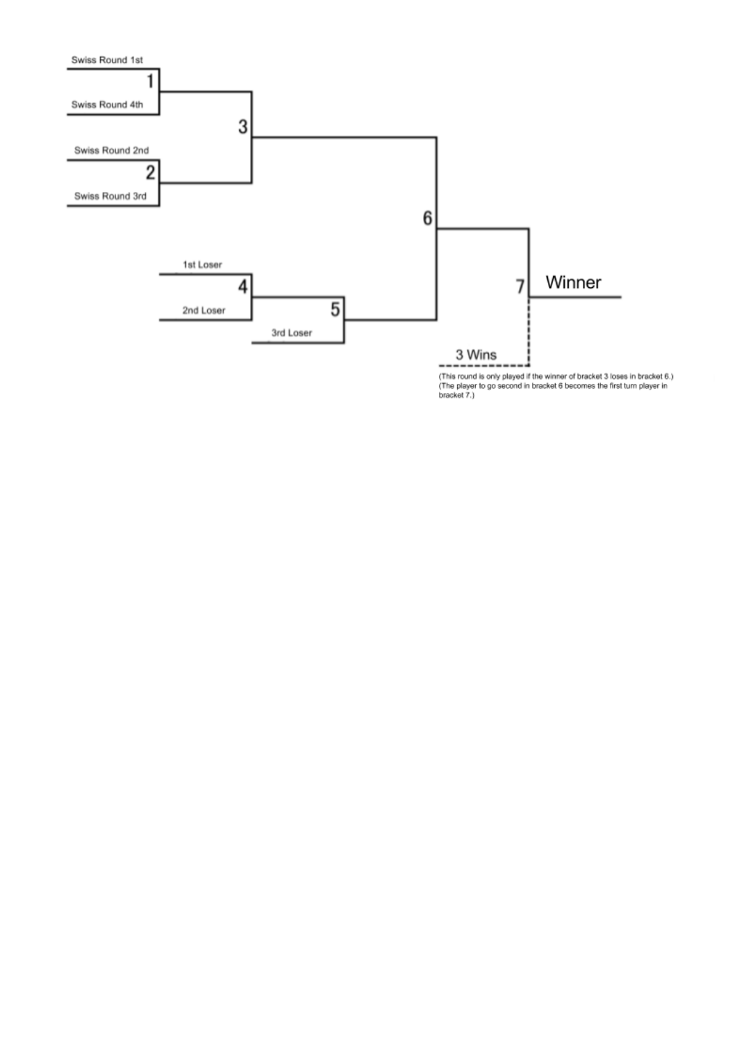Swiss Round 1st

1

Swiss Round 4th

3

Swiss Round 2nd

2

Swiss Round 3rd

6

1st Loser

4

2nd Loser

5

3rd Loser

7 Winner

3 Wins

(This round is only played if the winner of bracket 3 loses in bracket 6.)
(The player to go second in bracket 6 becomes the first turn player in bracket 7.)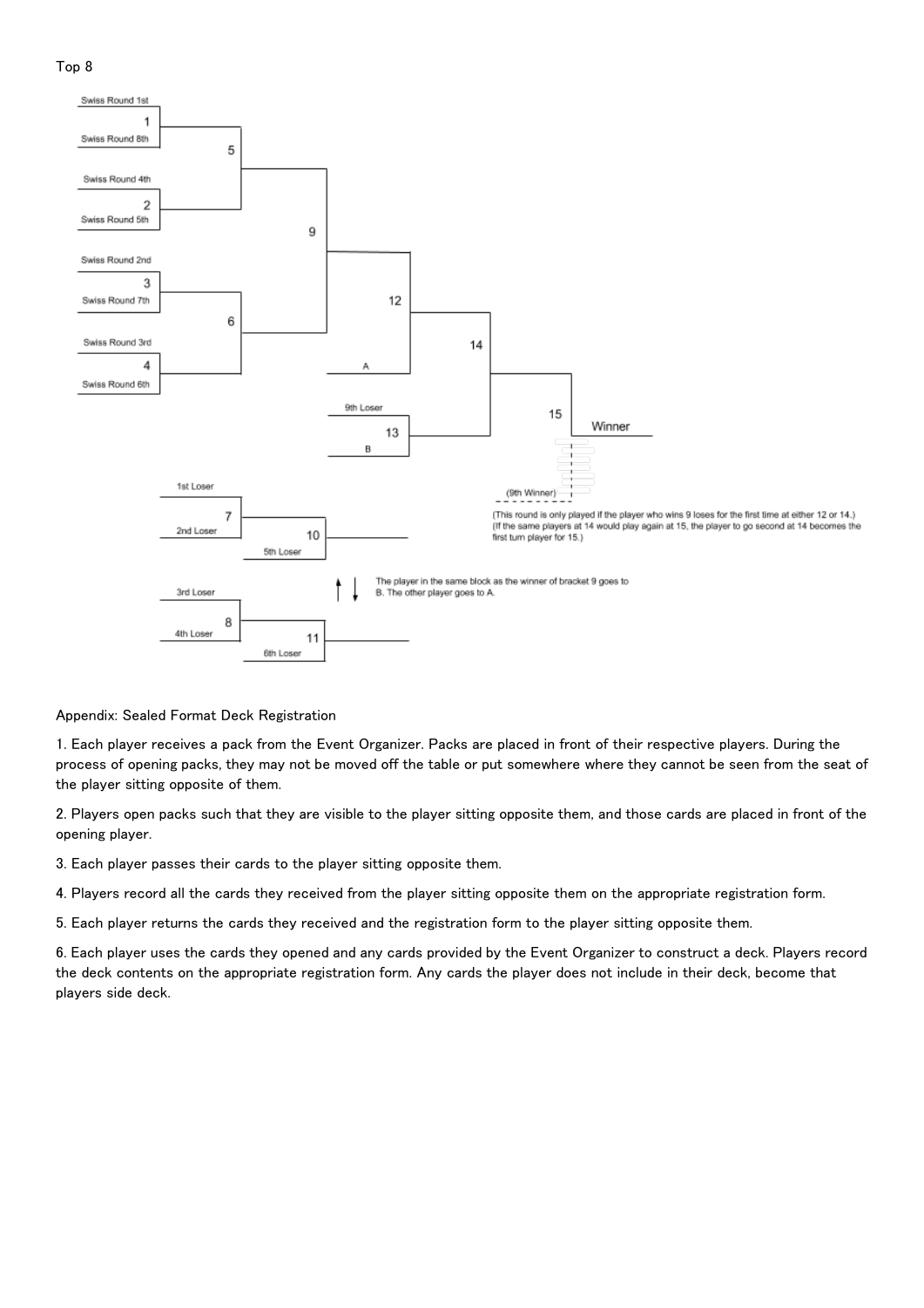Top 8

Swiss Round 1st

1

Swiss Round 8th

5

Swiss Round 4th

2

Swiss Round 5th

9

Swiss Round 2nd

3

Swiss Round 7th

12

6

Swiss Round 3rd

14

4

Swiss Round 6th

A

9th Loser

15

13

Winner

B

1st Loser

(9th Winner)

7

(This round is only played if the player who wins 9 loses for the first time at either 12 or 14.)

(If the same players at 14 would play again at 15, the player to go second at 14 becomes the first turn player for 15.)

2nd Loser

10

5th Loser

The player in the same block as the winner of bracket 9 goes to B. The other player goes to A.

3rd Loser

8

4th Loser

11

6th Loser

Appendix: Sealed Format Deck Registration

1. Each player receives a pack from the Event Organizer. Packs are placed in front of their respective players. During the process of opening packs, they may not be moved off the table or put somewhere where they cannot be seen from the seat of the player sitting opposite of them.

2. Players open packs such that they are visible to the player sitting opposite them, and those cards are placed in front of the opening player.

3. Each player passes their cards to the player sitting opposite them.

4. Players record all the cards they received from the player sitting opposite them on the appropriate registration form.

5. Each player returns the cards they received and the registration form to the player sitting opposite them.

6. Each player uses the cards they opened and any cards provided by the Event Organizer to construct a deck. Players record the deck contents on the appropriate registration form. Any cards the player does not include in their deck, become that players side deck.